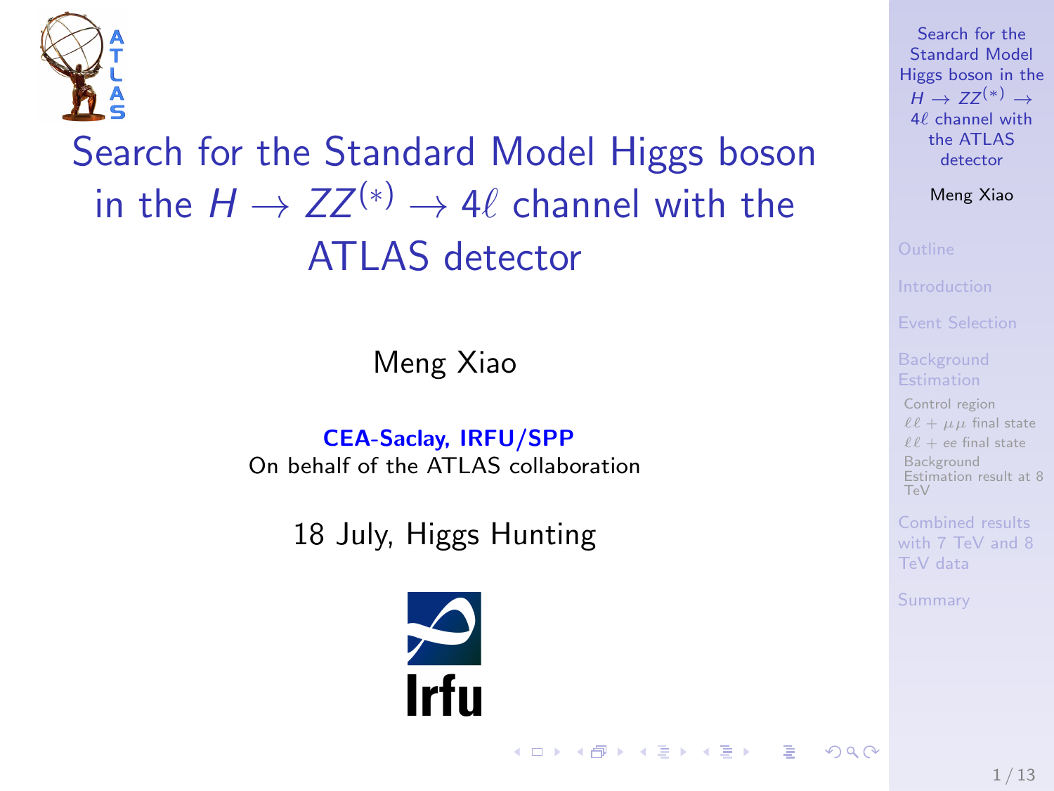# Search for the Standard Model Higgs boson in the $H \rightarrow ZZ^{(*)} \rightarrow 4\ell$ channel with the ATLAS detector

Meng Xiao

**CEA-Saclay, IRFU/SPP**
On behalf of the ATLAS collaboration

18 July, Higgs Hunting

- Outline
- Introduction
- Event Selection
- Background Estimation
  - Control region
  - $\ell\ell + \mu\mu$ final state
  - $\ell\ell + ee$ final state
  - Background Estimation result at 8 TeV
- Combined results with 7 TeV and 8 TeV data
- Summary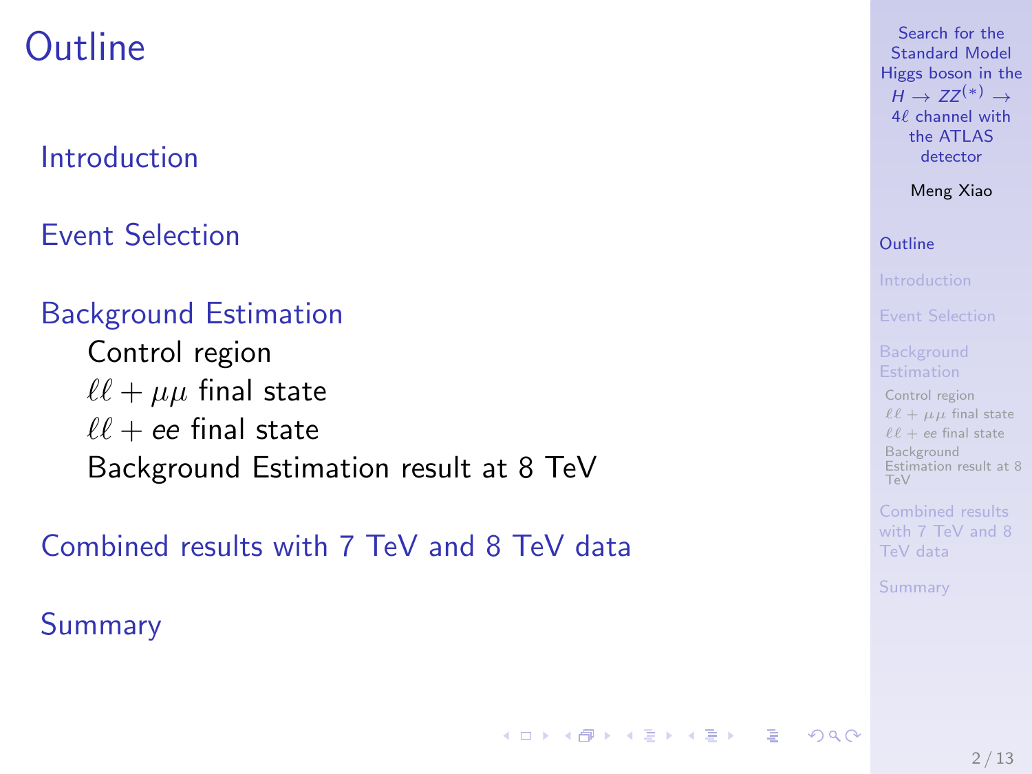# Outline

- Introduction
- Event Selection
- Background Estimation
  - Control region
  - $\ell\ell + \mu\mu$ final state
  - $\ell\ell + ee$ final state
  - Background Estimation result at 8 TeV
- Combined results with 7 TeV and 8 TeV data
- Summary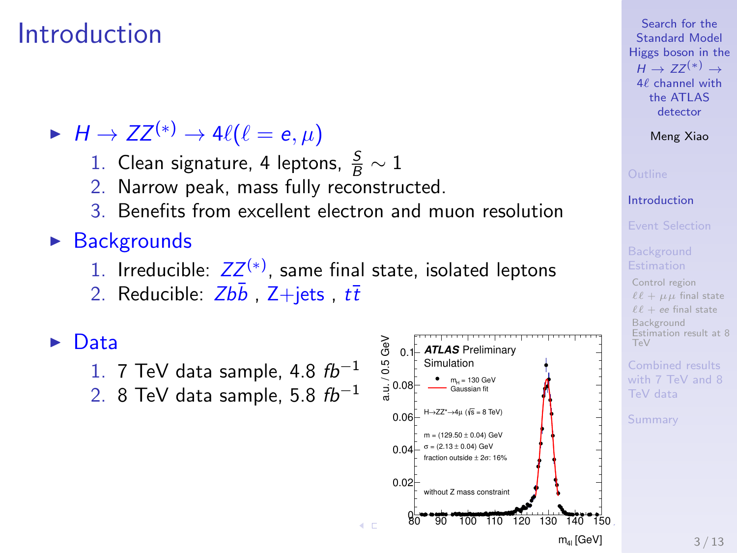# Introduction

- $H \rightarrow ZZ^{(*)} \rightarrow 4\ell (\ell = e, \mu)$
  1. Clean signature, 4 leptons, $\frac{S}{B} \sim 1$
  2. Narrow peak, mass fully reconstructed.
  3. Benefits from excellent electron and muon resolution
- Backgrounds
  1. Irreducible: $ZZ^{(*)}$, same final state, isolated leptons
  2. Reducible: $Zb\bar{b}$ , Z+jets , $t\bar{t}$
- Data
  1. 7 TeV data sample, 4.8 $fb^{-1}$
  2. 8 TeV data sample, 5.8 $fb^{-1}$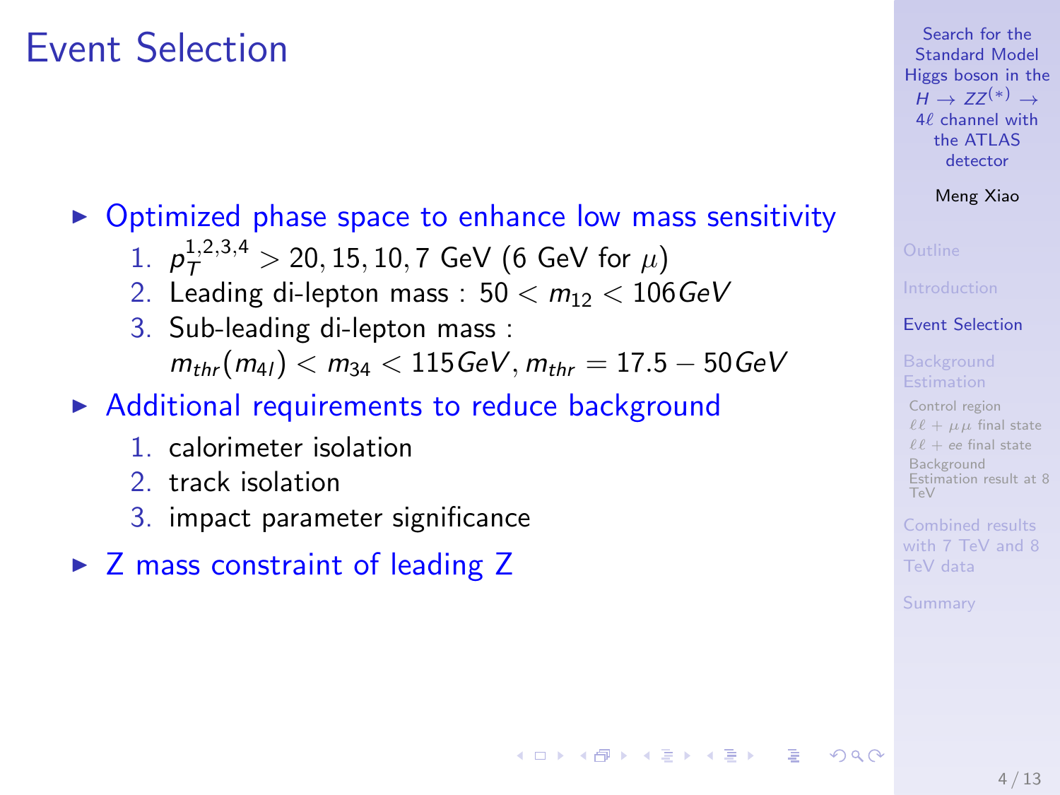# Event Selection

- Optimized phase space to enhance low mass sensitivity
  1. $p_T^{1,2,3,4} > 20, 15, 10, 7$ GeV (6 GeV for $\mu$)
  2. Leading di-lepton mass : $50 < m_{12} < 106 GeV$
  3. Sub-leading di-lepton mass : $m_{thr}(m_{4l}) < m_{34} < 115 GeV, m_{thr} = 17.5 - 50 GeV$
- Additional requirements to reduce background
  1. calorimeter isolation
  2. track isolation
  3. impact parameter significance
- Z mass constraint of leading Z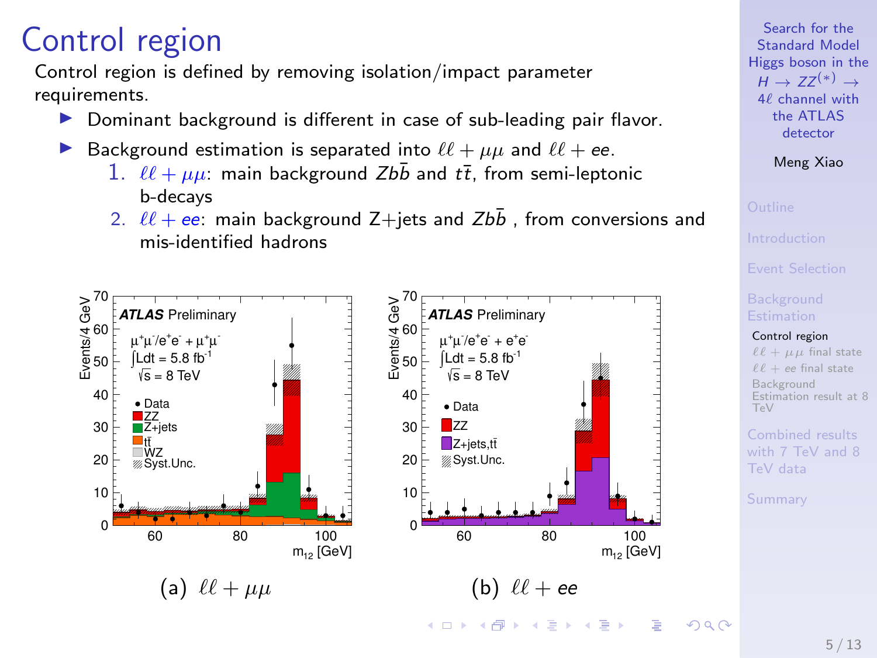# Control region

Control region is defined by removing isolation/impact parameter requirements.

- Dominant background is different in case of sub-leading pair flavor.
- Background estimation is separated into $\ell\ell + \mu\mu$ and $\ell\ell + ee$.
  1. $\ell\ell + \mu\mu$: main background $Zb\bar{b}$ and $t\bar{t}$, from semi-leptonic b-decays
  2. $\ell\ell + ee$: main background Z+jets and $Zb\bar{b}$ , from conversions and mis-identified hadrons

(a) $\ell\ell + \mu\mu$

(b) $\ell\ell + ee$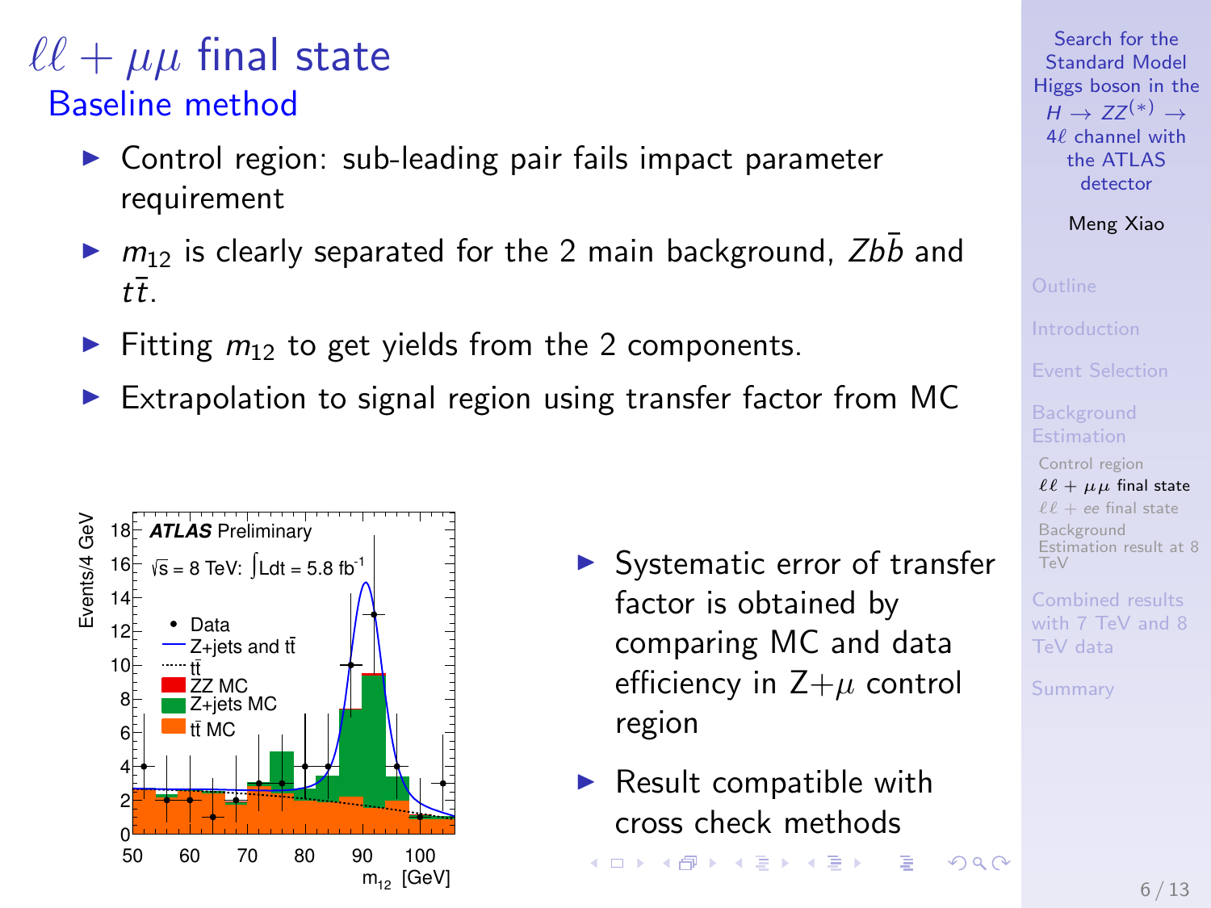# $\ell\ell + \mu\mu$ final state

## Baseline method

- Control region: sub-leading pair fails impact parameter requirement
- $m_{12}$ is clearly separated for the 2 main background, $Zb\bar{b}$ and $t\bar{t}$.
- Fitting $m_{12}$ to get yields from the 2 components.
- Extrapolation to signal region using transfer factor from MC

- Systematic error of transfer factor is obtained by comparing MC and data efficiency in Z+$\mu$ control region
- Result compatible with cross check methods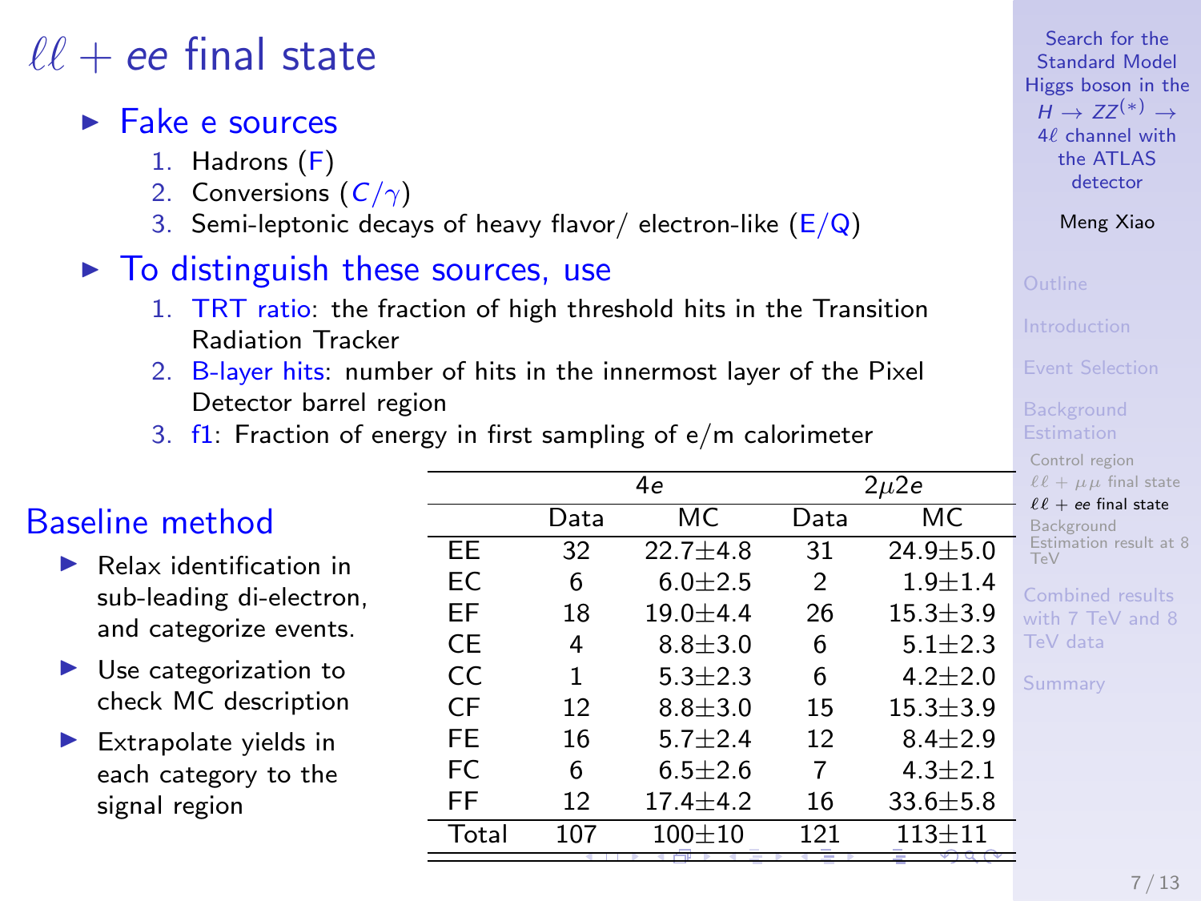# $\ell\ell + ee$ final state

- Fake e sources
  1. Hadrons (F)
  2. Conversions ($C/\gamma$)
  3. Semi-leptonic decays of heavy flavor/ electron-like (E/Q)
- To distinguish these sources, use
  1. TRT ratio: the fraction of high threshold hits in the Transition Radiation Tracker
  2. B-layer hits: number of hits in the innermost layer of the Pixel Detector barrel region
  3. f1: Fraction of energy in first sampling of e/m calorimeter

## Baseline method

- Relax identification in sub-leading di-electron, and categorize events.
- Use categorization to check MC description
- Extrapolate yields in each category to the signal region

| | $4e$ | | $2\mu 2e$ | |
|---|---|---|---|---|
| | Data | MC | Data | MC |
| EE | 32 | 22.7±4.8 | 31 | 24.9±5.0 |
| EC | 6 | 6.0±2.5 | 2 | 1.9±1.4 |
| EF | 18 | 19.0±4.4 | 26 | 15.3±3.9 |
| CE | 4 | 8.8±3.0 | 6 | 5.1±2.3 |
| CC | 1 | 5.3±2.3 | 6 | 4.2±2.0 |
| CF | 12 | 8.8±3.0 | 15 | 15.3±3.9 |
| FE | 16 | 5.7±2.4 | 12 | 8.4±2.9 |
| FC | 6 | 6.5±2.6 | 7 | 4.3±2.1 |
| FF | 12 | 17.4±4.2 | 16 | 33.6±5.8 |
| Total | 107 | 100±10 | 121 | 113±11 |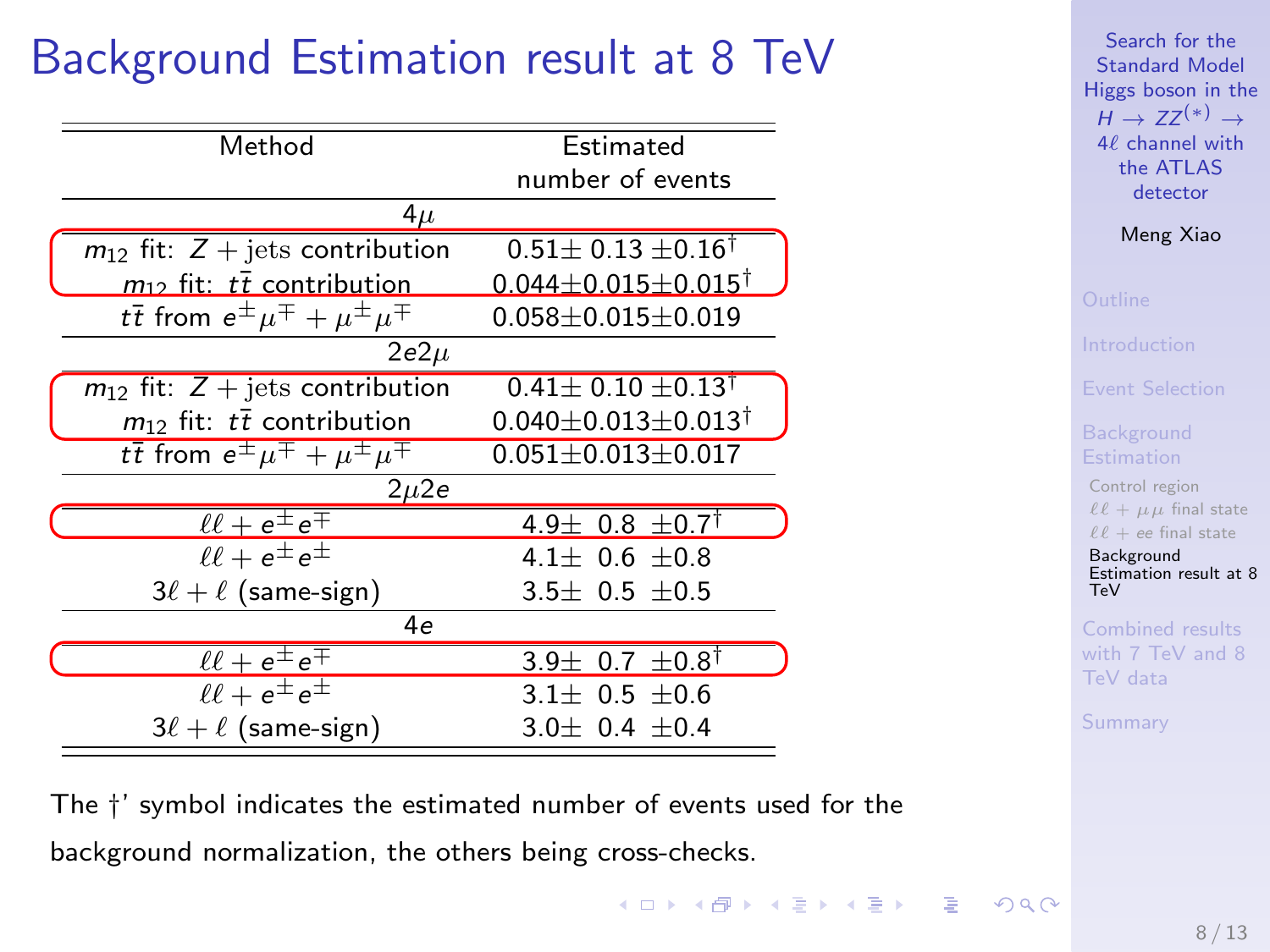# Background Estimation result at 8 TeV

| Method | Estimated number of events |
|---|---|
| $4\mu$ | |
| $m_{12}$ fit: $Z+\text{jets}$ contribution | $0.51\pm 0.13 \pm0.16^{\dagger}$ |
| $m_{12}$ fit: $t\bar{t}$ contribution | $0.044\pm0.015\pm0.015^{\dagger}$ |
| $t\bar{t}$ from $e^{\pm}\mu^{\mp} + \mu^{\pm}\mu^{\mp}$ | $0.058\pm0.015\pm0.019$ |
| $2e2\mu$ | |
| $m_{12}$ fit: $Z+\text{jets}$ contribution | $0.41\pm 0.10 \pm0.13^{\dagger}$ |
| $m_{12}$ fit: $t\bar{t}$ contribution | $0.040\pm0.013\pm0.013^{\dagger}$ |
| $t\bar{t}$ from $e^{\pm}\mu^{\mp} + \mu^{\pm}\mu^{\mp}$ | $0.051\pm0.013\pm0.017$ |
| $2\mu2e$ | |
| $\ell\ell + e^{\pm}e^{\mp}$ | $4.9\pm 0.8 \pm0.7^{\dagger}$ |
| $\ell\ell + e^{\pm}e^{\pm}$ | $4.1\pm 0.6 \pm0.8$ |
| $3\ell + \ell$ (same-sign) | $3.5\pm 0.5 \pm0.5$ |
| $4e$ | |
| $\ell\ell + e^{\pm}e^{\mp}$ | $3.9\pm 0.7 \pm0.8^{\dagger}$ |
| $\ell\ell + e^{\pm}e^{\pm}$ | $3.1\pm 0.5 \pm0.6$ |
| $3\ell + \ell$ (same-sign) | $3.0\pm 0.4 \pm0.4$ |

The †' symbol indicates the estimated number of events used for the background normalization, the others being cross-checks.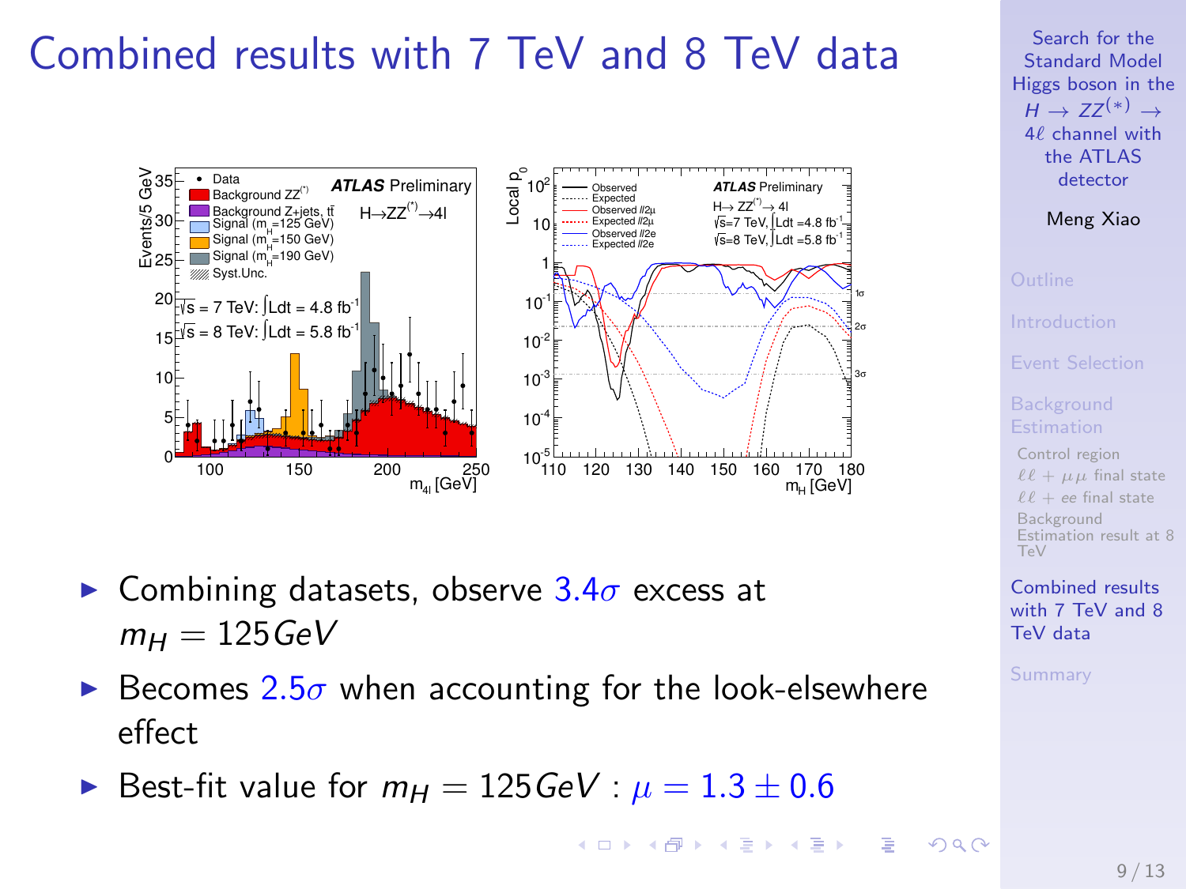# Combined results with 7 TeV and 8 TeV data

- Combining datasets, observe $3.4\sigma$ excess at $m_H = 125 GeV$
- Becomes $2.5\sigma$ when accounting for the look-elsewhere effect
- Best-fit value for $m_H = 125 GeV$ : $\mu = 1.3 \pm 0.6$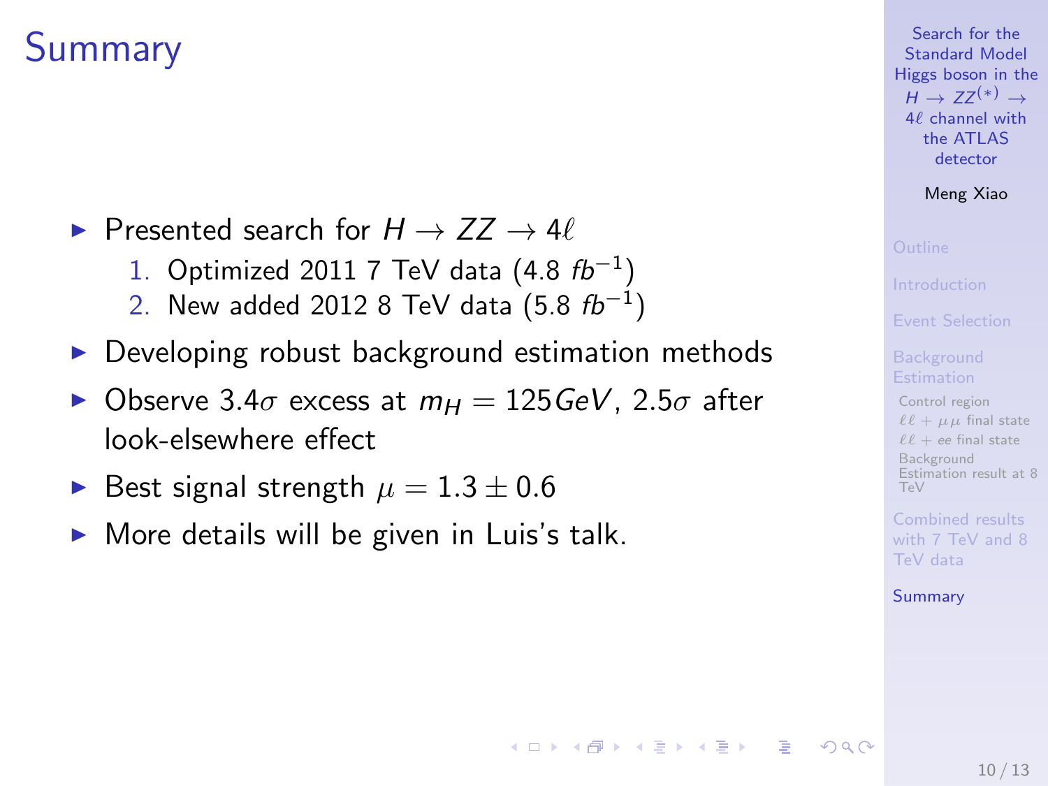# Summary

- Presented search for $H \rightarrow ZZ \rightarrow 4\ell$
  1. Optimized 2011 7 TeV data (4.8 $fb^{-1}$)
  2. New added 2012 8 TeV data (5.8 $fb^{-1}$)
- Developing robust background estimation methods
- Observe $3.4\sigma$ excess at $m_H = 125 GeV$, $2.5\sigma$ after look-elsewhere effect
- Best signal strength $\mu = 1.3 \pm 0.6$
- More details will be given in Luis's talk.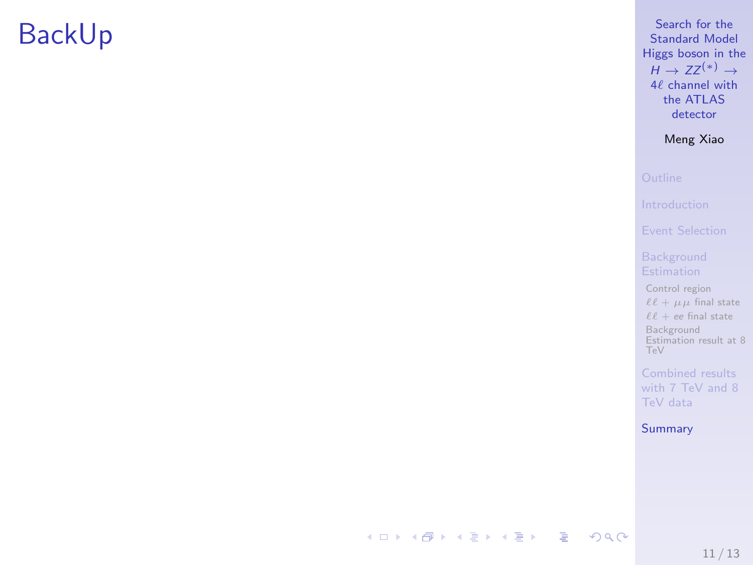# BackUp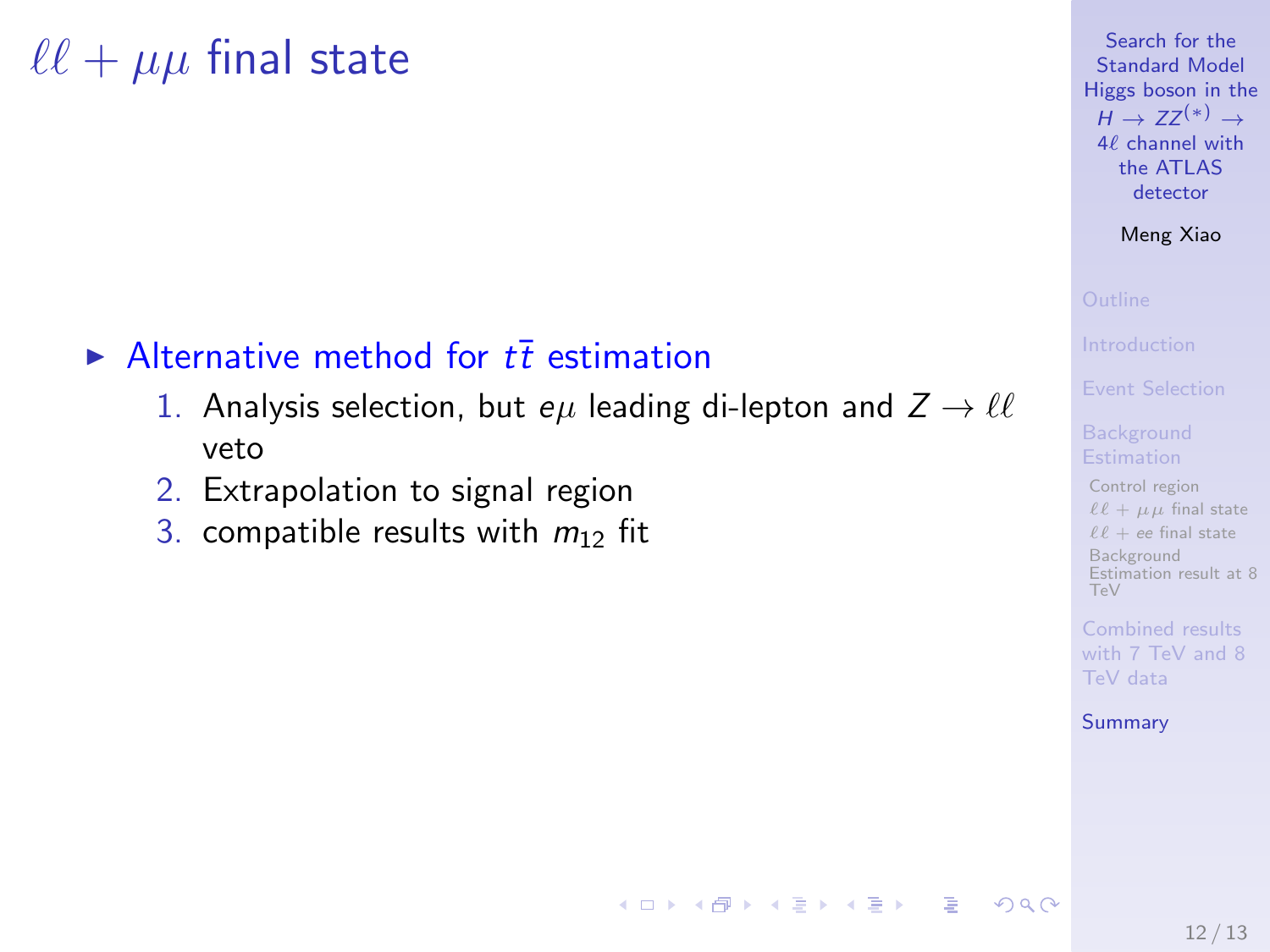# $\ell\ell + \mu\mu$ final state

- Alternative method for $t\bar{t}$ estimation
  1. Analysis selection, but $e\mu$ leading di-lepton and $Z \rightarrow \ell\ell$ veto
  2. Extrapolation to signal region
  3. compatible results with $m_{12}$ fit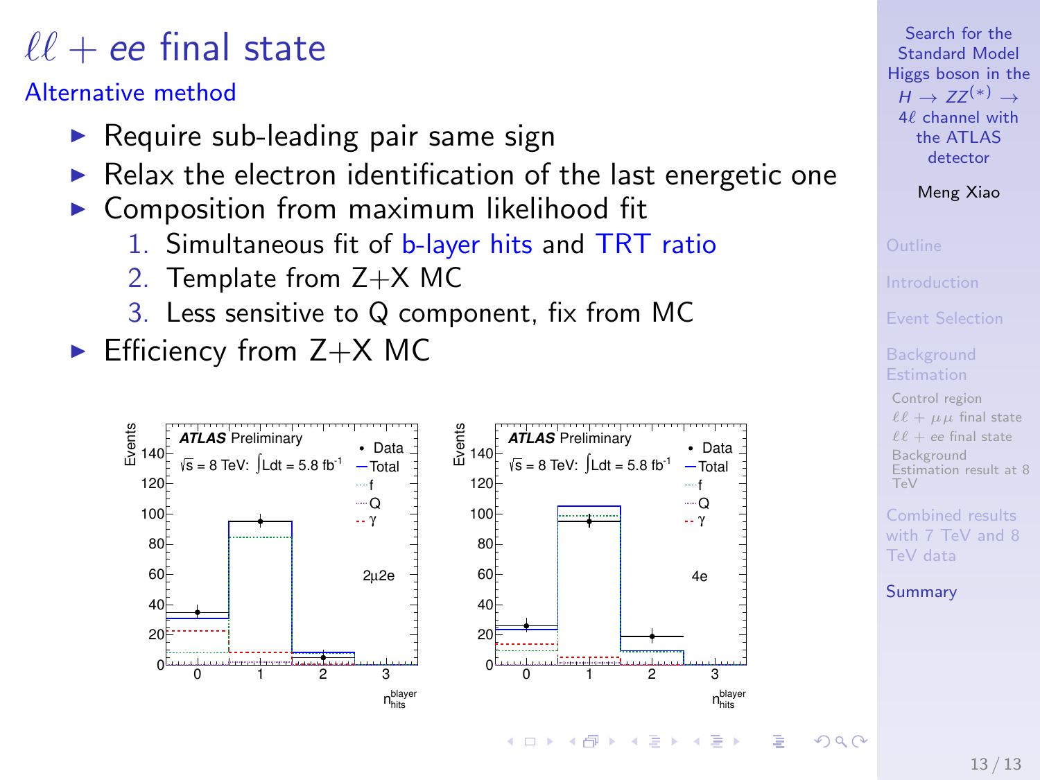# $\ell\ell + ee$ final state

Alternative method

- Require sub-leading pair same sign
- Relax the electron identification of the last energetic one
- Composition from maximum likelihood fit
  1. Simultaneous fit of b-layer hits and TRT ratio
  2. Template from Z+X MC
  3. Less sensitive to Q component, fix from MC
- Efficiency from Z+X MC

ATLAS Preliminary
$\sqrt{s}$ = 8 TeV: $\int$Ldt = 5.8 fb$^{-1}$
Data
Total
f
Q
$\gamma$
2μ2e
Events
0
20
40
60
80
100
120
140
0
1
2
3
$n_{hits}^{blayer}$

ATLAS Preliminary
$\sqrt{s}$ = 8 TeV: $\int$Ldt = 5.8 fb$^{-1}$
Data
Total
f
Q
$\gamma$
4e
Events
0
20
40
60
80
100
120
140
0
1
2
3
$n_{hits}^{blayer}$